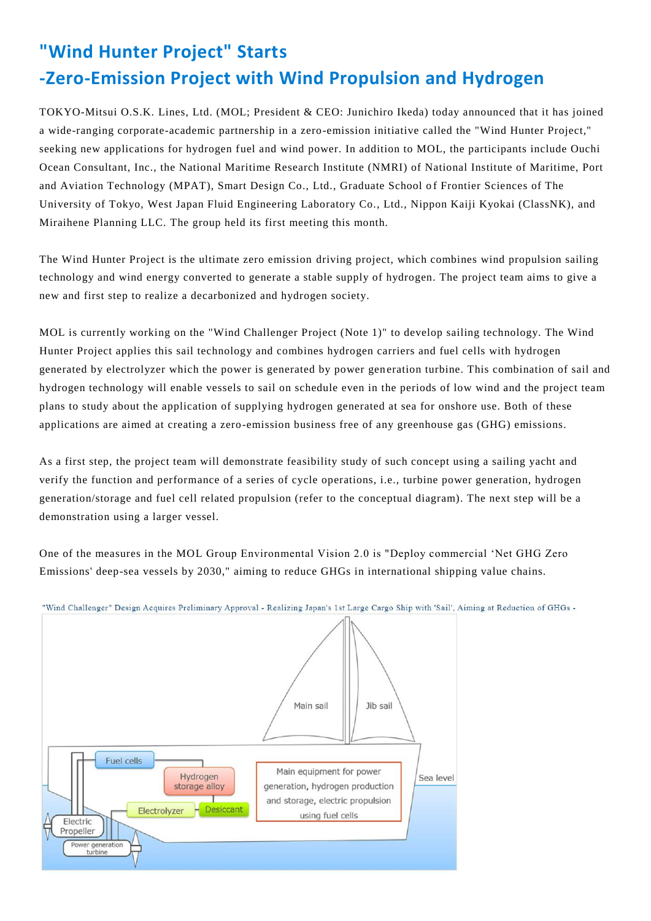# "Wind Hunter Project" Starts
# -Zero-Emission Project with Wind Propulsion and Hydrogen

TOKYO-Mitsui O.S.K. Lines, Ltd. (MOL; President & CEO: Junichiro Ikeda) today announced that it has joined a wide-ranging corporate-academic partnership in a zero-emission initiative called the "Wind Hunter Project," seeking new applications for hydrogen fuel and wind power. In addition to MOL, the participants include Ouchi Ocean Consultant, Inc., the National Maritime Research Institute (NMRI) of National Institute of Maritime, Port and Aviation Technology (MPAT), Smart Design Co., Ltd., Graduate School of Frontier Sciences of The University of Tokyo, West Japan Fluid Engineering Laboratory Co., Ltd., Nippon Kaiji Kyokai (ClassNK), and Miraihene Planning LLC. The group held its first meeting this month.

The Wind Hunter Project is the ultimate zero emission driving project, which combines wind propulsion sailing technology and wind energy converted to generate a stable supply of hydrogen. The project team aims to give a new and first step to realize a decarbonized and hydrogen society.

MOL is currently working on the "Wind Challenger Project (Note 1)" to develop sailing technology. The Wind Hunter Project applies this sail technology and combines hydrogen carriers and fuel cells with hydrogen generated by electrolyzer which the power is generated by power generation turbine. This combination of sail and hydrogen technology will enable vessels to sail on schedule even in the periods of low wind and the project team plans to study about the application of supplying hydrogen generated at sea for onshore use. Both of these applications are aimed at creating a zero-emission business free of any greenhouse gas (GHG) emissions.

As a first step, the project team will demonstrate feasibility study of such concept using a sailing yacht and verify the function and performance of a series of cycle operations, i.e., turbine power generation, hydrogen generation/storage and fuel cell related propulsion (refer to the conceptual diagram). The next step will be a demonstration using a larger vessel.

One of the measures in the MOL Group Environmental Vision 2.0 is "Deploy commercial 'Net GHG Zero Emissions' deep-sea vessels by 2030," aiming to reduce GHGs in international shipping value chains.

"Wind Challenger" Design Acquires Preliminary Approval - Realizing Japan's 1st Large Cargo Ship with 'Sail', Aiming at Reduction of GHGs -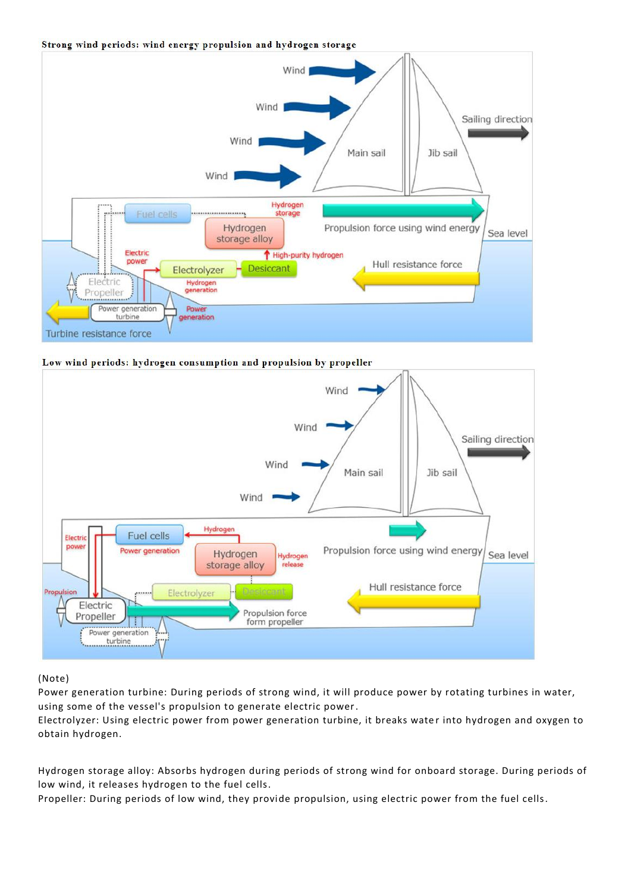**Strong wind periods: wind energy propulsion and hydrogen storage**

Wind
Wind
Wind
Wind
Sailing direction
Main sail
Jib sail
Fuel cells
Hydrogen storage
Hydrogen storage alloy
Propulsion force using wind energy
Sea level
Electric power
High-purity hydrogen
Electrolyzer
Desiccant
Hull resistance force
Hydrogen generation
Electric Propeller
Power generation turbine
Power generation
Turbine resistance force

**Low wind periods: hydrogen consumption and propulsion by propeller**

Wind
Wind
Wind
Wind
Sailing direction
Main sail
Jib sail
Electric power
Fuel cells
Hydrogen
Power generation
Hydrogen storage alloy
Hydrogen release
Propulsion force using wind energy
Sea level
Propulsion
Electrolyzer
Desiccant
Hull resistance force
Electric Propeller
Propulsion force form propeller
Power generation turbine

(Note)

Power generation turbine: During periods of strong wind, it will produce power by rotating turbines in water, using some of the vessel's propulsion to generate electric power.

Electrolyzer: Using electric power from power generation turbine, it breaks water into hydrogen and oxygen to obtain hydrogen.

Hydrogen storage alloy: Absorbs hydrogen during periods of strong wind for onboard storage. During periods of low wind, it releases hydrogen to the fuel cells.

Propeller: During periods of low wind, they provide propulsion, using electric power from the fuel cells.